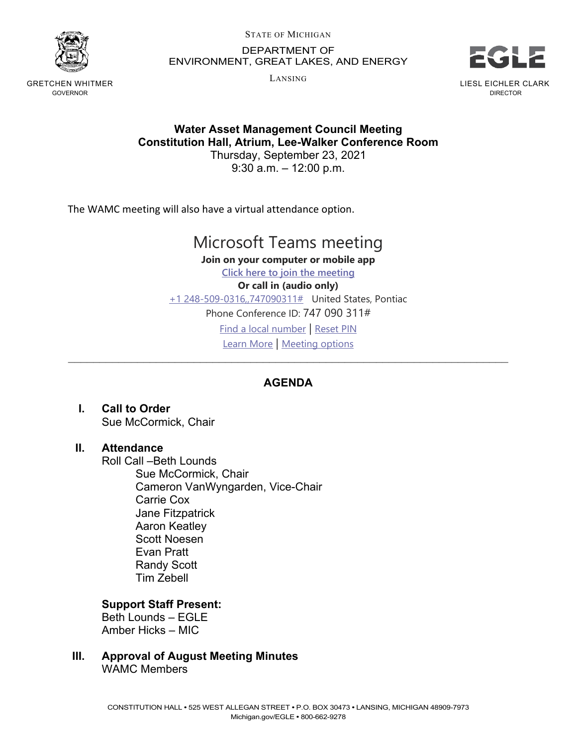STATE OF MICHIGAN

DEPARTMENT OF
ENVIRONMENT, GREAT LAKES, AND ENERGY

LANSING

GRETCHEN WHITMER
GOVERNOR

LIESL EICHLER CLARK
DIRECTOR

**Water Asset Management Council Meeting**
**Constitution Hall, Atrium, Lee-Walker Conference Room**
Thursday, September 23, 2021
9:30 a.m. – 12:00 p.m.

The WAMC meeting will also have a virtual attendance option.

## Microsoft Teams meeting

**Join on your computer or mobile app**

Click here to join the meeting

**Or call in (audio only)**

+1 248-509-0316,,747090311# United States, Pontiac

Phone Conference ID: 747 090 311#

Find a local number | Reset PIN

Learn More | Meeting options

---

## AGENDA

**I. Call to Order**
Sue McCormick, Chair

**II. Attendance**
Roll Call –Beth Lounds
- Sue McCormick, Chair
- Cameron VanWyngarden, Vice-Chair
- Carrie Cox
- Jane Fitzpatrick
- Aaron Keatley
- Scott Noesen
- Evan Pratt
- Randy Scott
- Tim Zebell

**Support Staff Present:**
Beth Lounds – EGLE
Amber Hicks – MIC

**III. Approval of August Meeting Minutes**
WAMC Members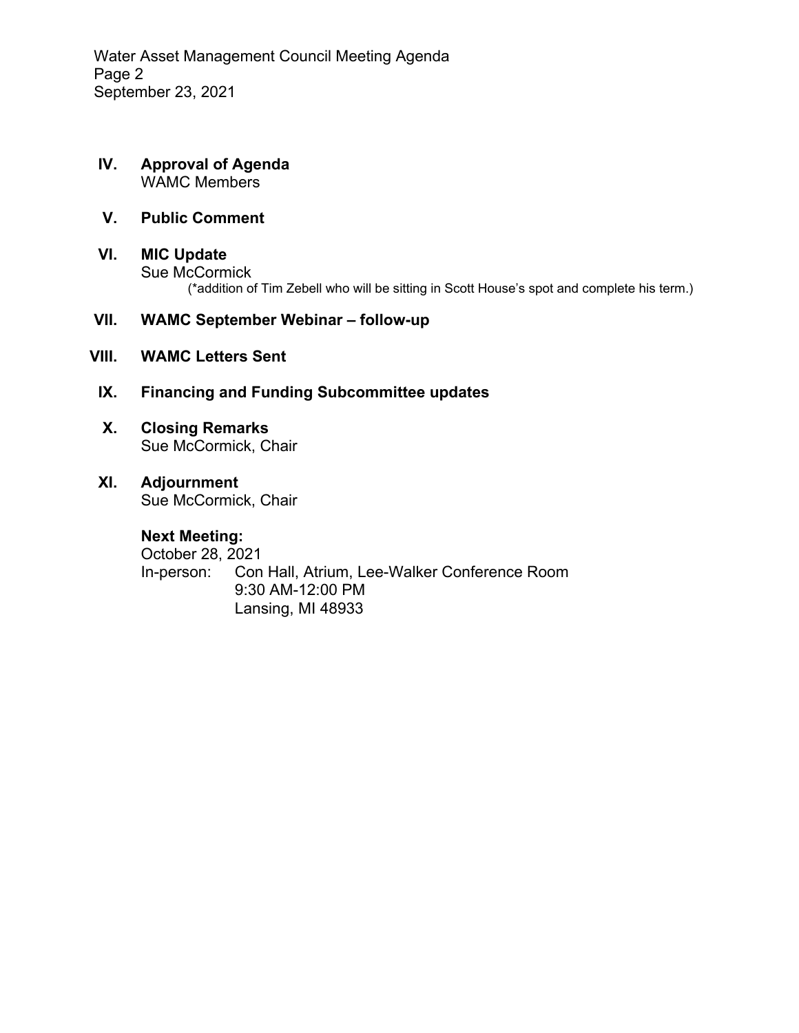**IV. Approval of Agenda**
WAMC Members

**V. Public Comment**

**VI. MIC Update**
Sue McCormick
(*addition of Tim Zebell who will be sitting in Scott House's spot and complete his term.)

**VII. WAMC September Webinar – follow-up**

**VIII. WAMC Letters Sent**

**IX. Financing and Funding Subcommittee updates**

**X. Closing Remarks**
Sue McCormick, Chair

**XI. Adjournment**
Sue McCormick, Chair

**Next Meeting:**
October 28, 2021
In-person: Con Hall, Atrium, Lee-Walker Conference Room
9:30 AM-12:00 PM
Lansing, MI 48933